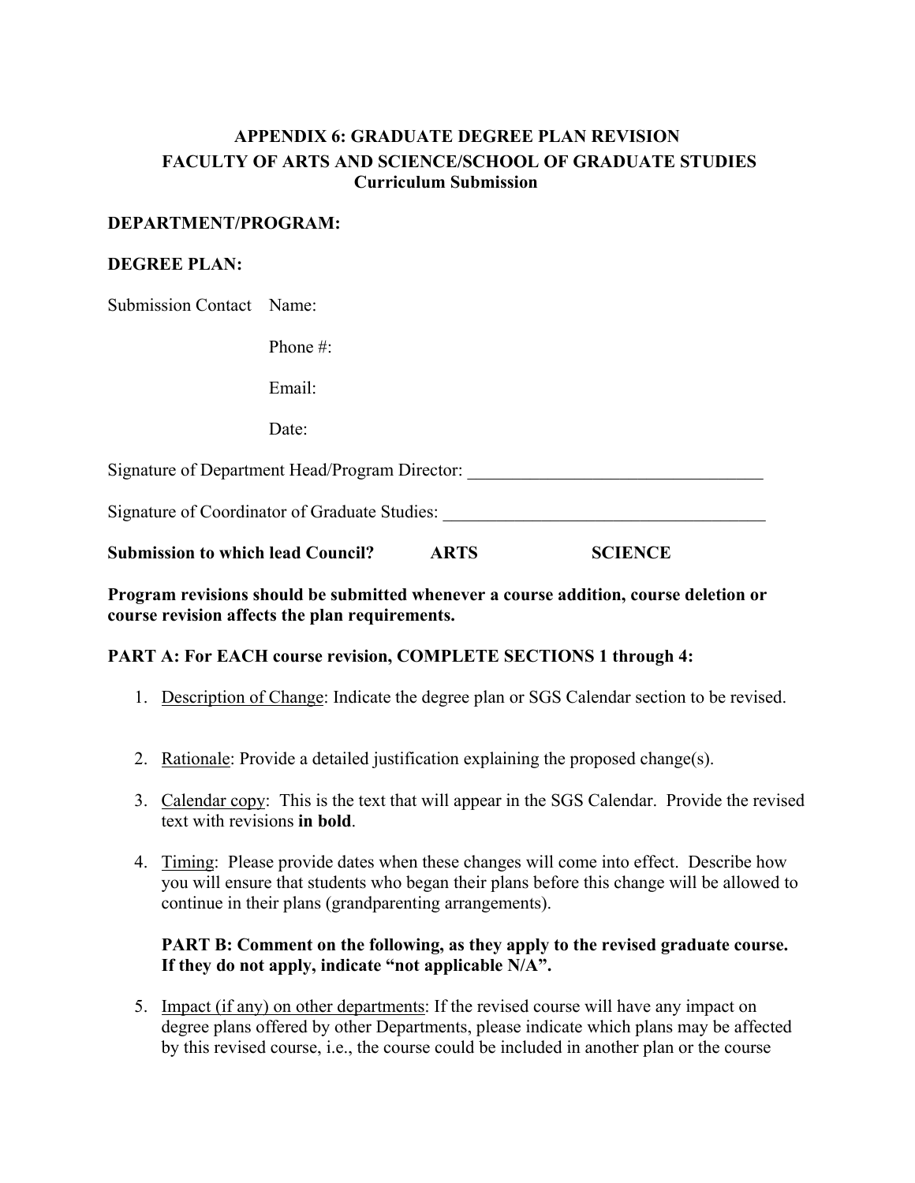## APPENDIX 6: GRADUATE DEGREE PLAN REVISION
## FACULTY OF ARTS AND SCIENCE/SCHOOL OF GRADUATE STUDIES
### Curriculum Submission

**DEPARTMENT/PROGRAM:**

**DEGREE PLAN:**

Submission Contact Name:

Phone #:

Email:

Date:

Signature of Department Head/Program Director: ___________________________________

Signature of Coordinator of Graduate Studies: _____________________________________

**Submission to which lead Council? ARTS SCIENCE**

**Program revisions should be submitted whenever a course addition, course deletion or course revision affects the plan requirements.**

**PART A: For EACH course revision, COMPLETE SECTIONS 1 through 4:**

1. Description of Change: Indicate the degree plan or SGS Calendar section to be revised.

2. Rationale: Provide a detailed justification explaining the proposed change(s).

3. Calendar copy: This is the text that will appear in the SGS Calendar. Provide the revised text with revisions **in bold**.

4. Timing: Please provide dates when these changes will come into effect. Describe how you will ensure that students who began their plans before this change will be allowed to continue in their plans (grandparenting arrangements).

**PART B: Comment on the following, as they apply to the revised graduate course. If they do not apply, indicate "not applicable N/A".**

5. Impact (if any) on other departments: If the revised course will have any impact on degree plans offered by other Departments, please indicate which plans may be affected by this revised course, i.e., the course could be included in another plan or the course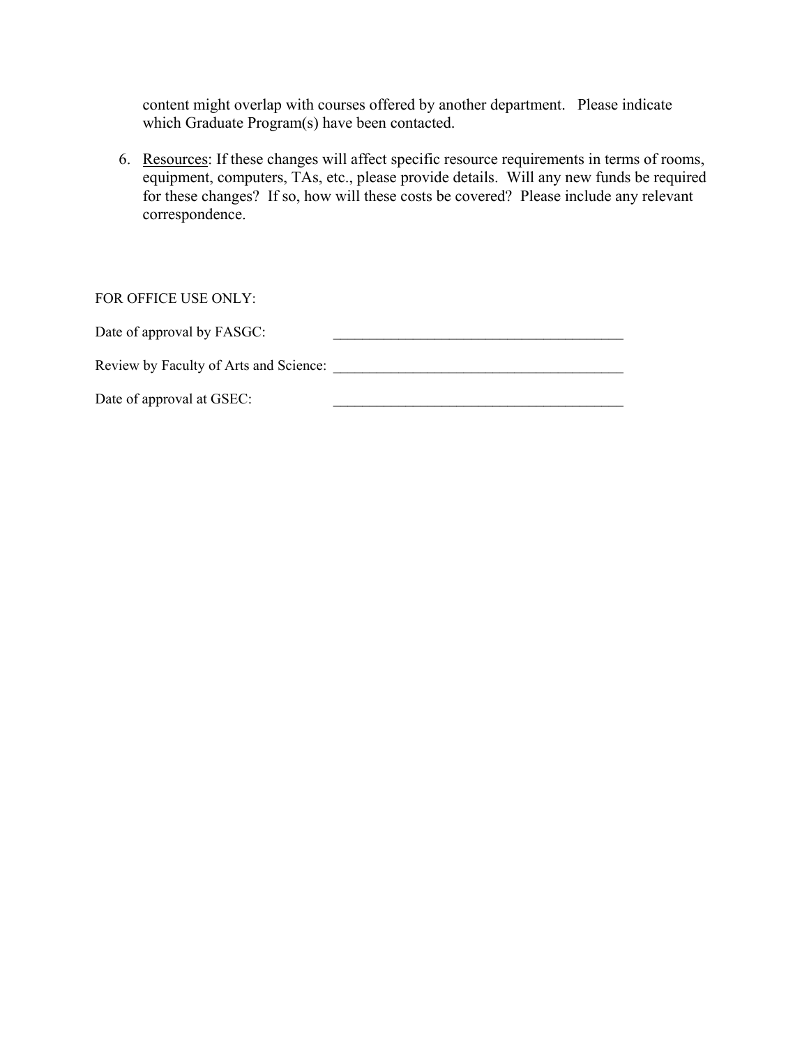content might overlap with courses offered by another department. Please indicate which Graduate Program(s) have been contacted.

6. Resources: If these changes will affect specific resource requirements in terms of rooms, equipment, computers, TAs, etc., please provide details. Will any new funds be required for these changes? If so, how will these costs be covered? Please include any relevant correspondence.

FOR OFFICE USE ONLY:

Date of approval by FASGC: ________________________________________

Review by Faculty of Arts and Science: ________________________________________

Date of approval at GSEC: ________________________________________